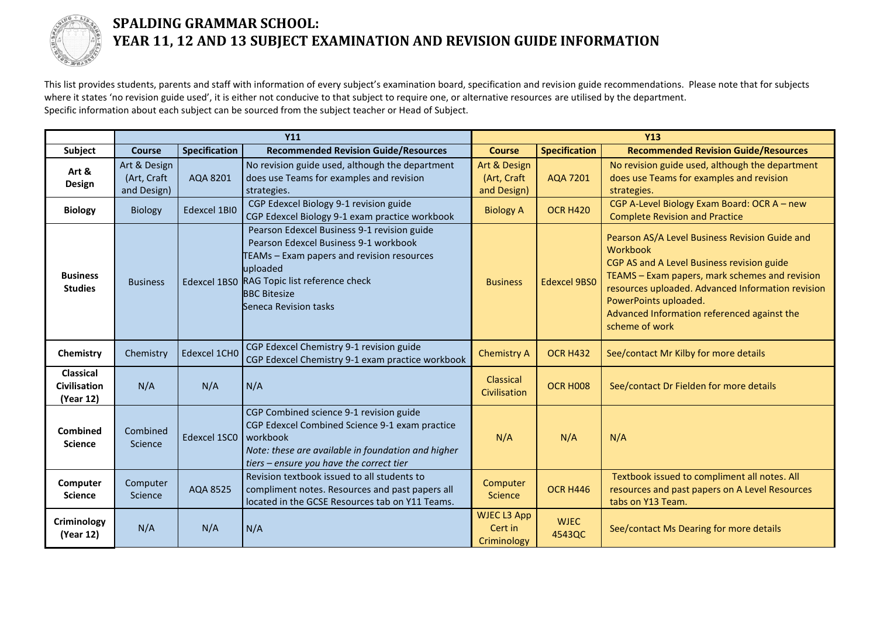# SPALDING GRAMMAR SCHOOL:
# YEAR 11, 12 AND 13 SUBJECT EXAMINATION AND REVISION GUIDE INFORMATION

This list provides students, parents and staff with information of every subject's examination board, specification and revision guide recommendations. Please note that for subjects where it states 'no revision guide used', it is either not conducive to that subject to require one, or alternative resources are utilised by the department.
Specific information about each subject can be sourced from the subject teacher or Head of Subject.

| | Y11 | | | Y13 | | |
|---|---|---|---|---|---|---|
| **Subject** | **Course** | **Specification** | **Recommended Revision Guide/Resources** | **Course** | **Specification** | **Recommended Revision Guide/Resources** |
| **Art & Design** | Art & Design (Art, Craft and Design) | AQA 8201 | No revision guide used, although the department does use Teams for examples and revision strategies. | Art & Design (Art, Craft and Design) | AQA 7201 | No revision guide used, although the department does use Teams for examples and revision strategies. |
| **Biology** | Biology | Edexcel 1BI0 | CGP Edexcel Biology 9-1 revision guide<br>CGP Edexcel Biology 9-1 exam practice workbook | Biology A | OCR H420 | CGP A-Level Biology Exam Board: OCR A – new Complete Revision and Practice |
| **Business Studies** | Business | Edexcel 1BS0 | Pearson Edexcel Business 9-1 revision guide<br>Pearson Edexcel Business 9-1 workbook<br>TEAMs – Exam papers and revision resources uploaded<br>RAG Topic list reference check<br>BBC Bitesize<br>Seneca Revision tasks | Business | Edexcel 9BS0 | Pearson AS/A Level Business Revision Guide and Workbook<br>CGP AS and A Level Business revision guide<br>TEAMS – Exam papers, mark schemes and revision resources uploaded. Advanced Information revision PowerPoints uploaded.<br>Advanced Information referenced against the scheme of work |
| **Chemistry** | Chemistry | Edexcel 1CH0 | CGP Edexcel Chemistry 9-1 revision guide<br>CGP Edexcel Chemistry 9-1 exam practice workbook | Chemistry A | OCR H432 | See/contact Mr Kilby for more details |
| **Classical Civilisation (Year 12)** | N/A | N/A | N/A | Classical Civilisation | OCR H008 | See/contact Dr Fielden for more details |
| **Combined Science** | Combined Science | Edexcel 1SC0 | CGP Combined science 9-1 revision guide<br>CGP Edexcel Combined Science 9-1 exam practice workbook<br>*Note: these are available in foundation and higher tiers – ensure you have the correct tier* | N/A | N/A | N/A |
| **Computer Science** | Computer Science | AQA 8525 | Revision textbook issued to all students to compliment notes. Resources and past papers all located in the GCSE Resources tab on Y11 Teams. | Computer Science | OCR H446 | Textbook issued to compliment all notes. All resources and past papers on A Level Resources tabs on Y13 Team. |
| **Criminology (Year 12)** | N/A | N/A | N/A | WJEC L3 App Cert in Criminology | WJEC 4543QC | See/contact Ms Dearing for more details |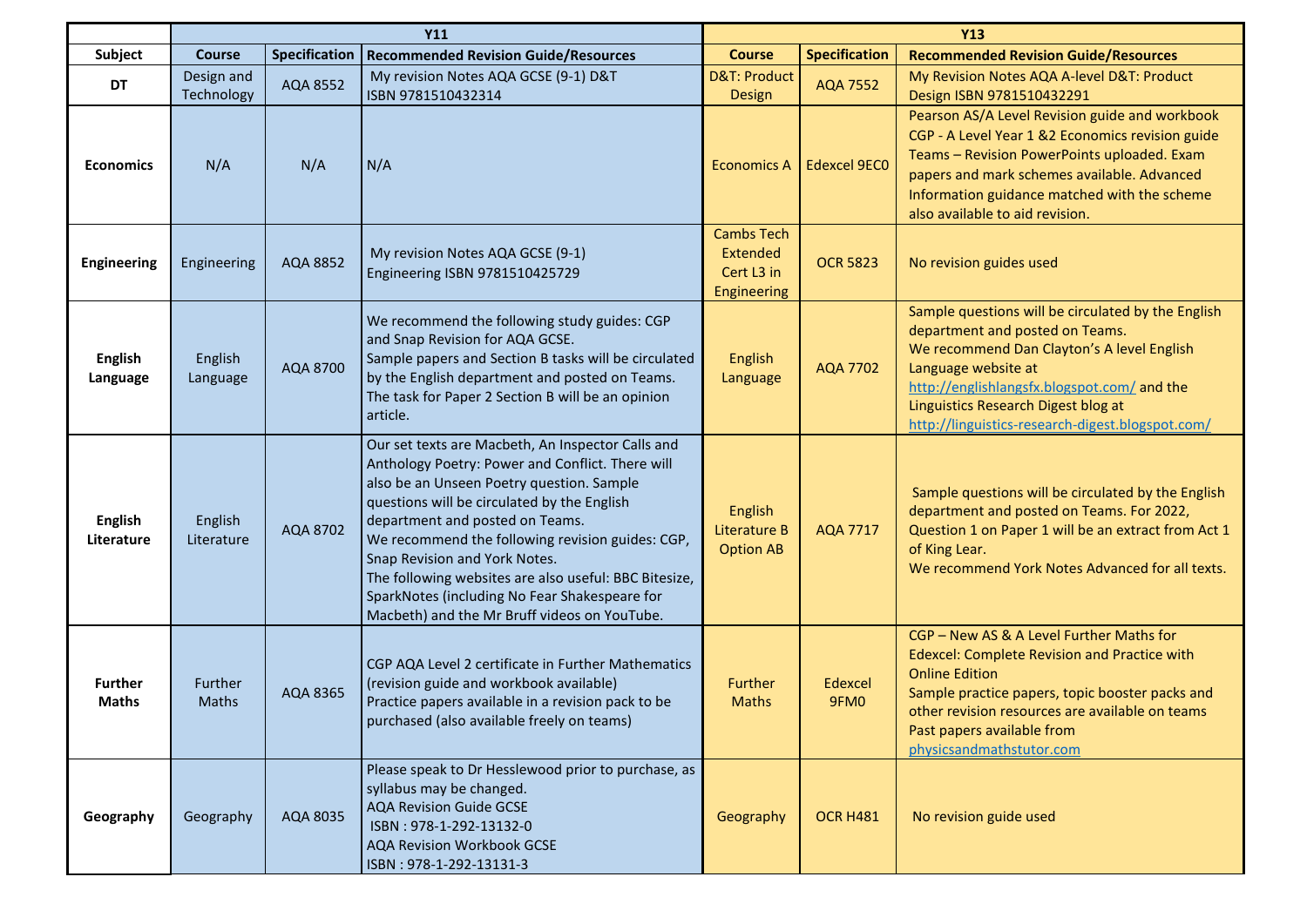| | Y11 | | | Y13 | | |
|---|---|---|---|---|---|---|
| **Subject** | **Course** | **Specification** | **Recommended Revision Guide/Resources** | **Course** | **Specification** | **Recommended Revision Guide/Resources** |
| **DT** | Design and Technology | AQA 8552 | My revision Notes AQA GCSE (9-1) D&T ISBN 9781510432314 | D&T: Product Design | AQA 7552 | My Revision Notes AQA A-level D&T: Product Design ISBN 9781510432291 |
| **Economics** | N/A | N/A | N/A | Economics A | Edexcel 9EC0 | Pearson AS/A Level Revision guide and workbook<br>CGP - A Level Year 1 &2 Economics revision guide<br>Teams – Revision PowerPoints uploaded. Exam papers and mark schemes available. Advanced Information guidance matched with the scheme also available to aid revision. |
| **Engineering** | Engineering | AQA 8852 | My revision Notes AQA GCSE (9-1) Engineering ISBN 9781510425729 | Cambs Tech Extended Cert L3 in Engineering | OCR 5823 | No revision guides used |
| **English Language** | English Language | AQA 8700 | We recommend the following study guides: CGP and Snap Revision for AQA GCSE.<br>Sample papers and Section B tasks will be circulated by the English department and posted on Teams. The task for Paper 2 Section B will be an opinion article. | English Language | AQA 7702 | Sample questions will be circulated by the English department and posted on Teams.<br>We recommend Dan Clayton's A level English Language website at http://englishlangsfx.blogspot.com/ and the Linguistics Research Digest blog at http://linguistics-research-digest.blogspot.com/ |
| **English Literature** | English Literature | AQA 8702 | Our set texts are Macbeth, An Inspector Calls and Anthology Poetry: Power and Conflict. There will also be an Unseen Poetry question. Sample questions will be circulated by the English department and posted on Teams.<br>We recommend the following revision guides: CGP, Snap Revision and York Notes.<br>The following websites are also useful: BBC Bitesize, SparkNotes (including No Fear Shakespeare for Macbeth) and the Mr Bruff videos on YouTube. | English Literature B Option AB | AQA 7717 | Sample questions will be circulated by the English department and posted on Teams. For 2022, Question 1 on Paper 1 will be an extract from Act 1 of King Lear.<br>We recommend York Notes Advanced for all texts. |
| **Further Maths** | Further Maths | AQA 8365 | CGP AQA Level 2 certificate in Further Mathematics (revision guide and workbook available)<br>Practice papers available in a revision pack to be purchased (also available freely on teams) | Further Maths | Edexcel 9FM0 | CGP – New AS & A Level Further Maths for Edexcel: Complete Revision and Practice with Online Edition<br>Sample practice papers, topic booster packs and other revision resources are available on teams<br>Past papers available from physicsandmathstutor.com |
| **Geography** | Geography | AQA 8035 | Please speak to Dr Hesslewood prior to purchase, as syllabus may be changed.<br>AQA Revision Guide GCSE<br>ISBN : 978-1-292-13132-0<br>AQA Revision Workbook GCSE<br>ISBN : 978-1-292-13131-3 | Geography | OCR H481 | No revision guide used |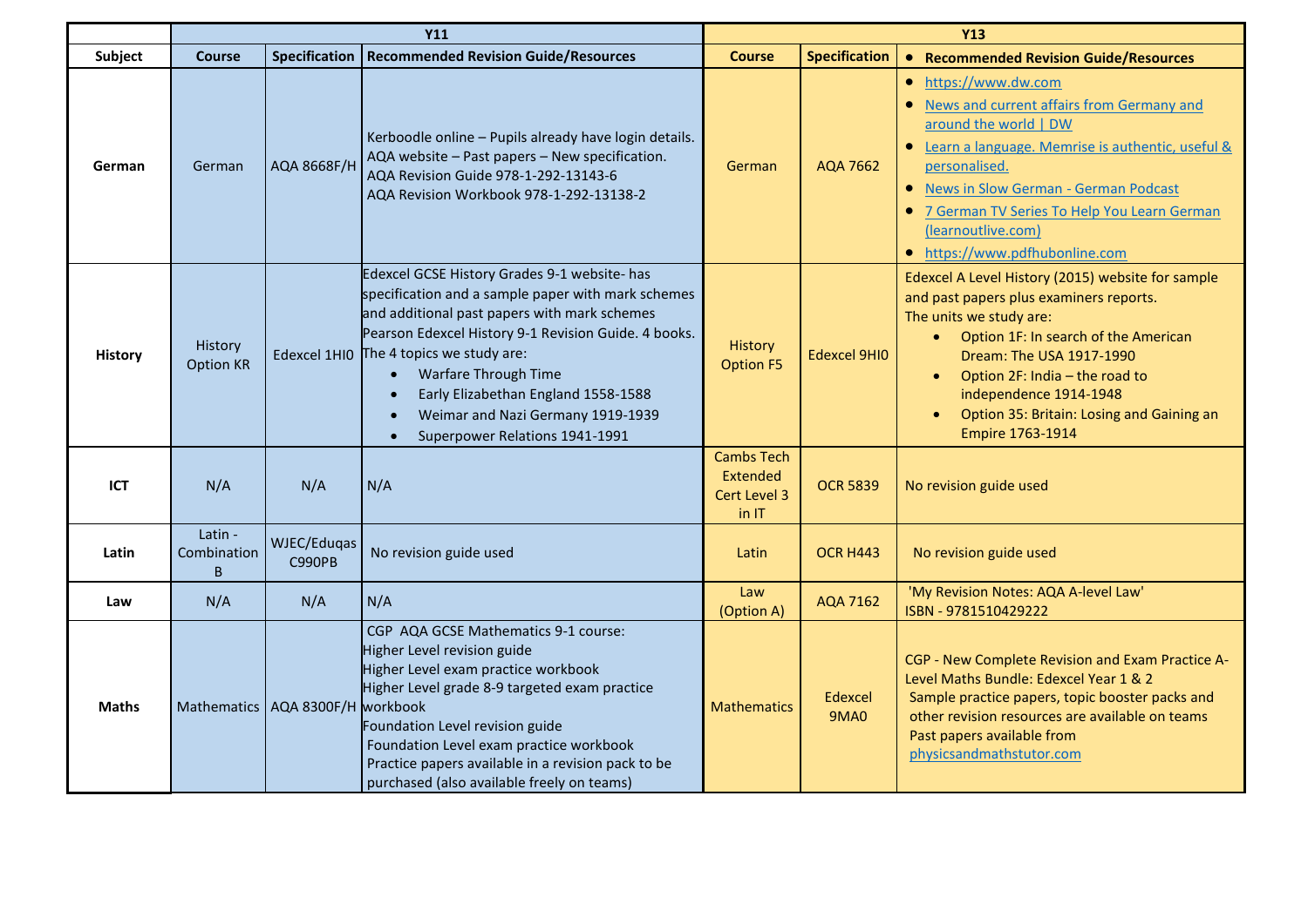| | Y11 | | | Y13 | | |
|---|---|---|---|---|---|---|
| **Subject** | **Course** | **Specification** | **Recommended Revision Guide/Resources** | **Course** | **Specification** | **Recommended Revision Guide/Resources** |
| **German** | German | AQA 8668F/H | Kerboodle online – Pupils already have login details.<br>AQA website – Past papers – New specification.<br>AQA Revision Guide 978-1-292-13143-6<br>AQA Revision Workbook 978-1-292-13138-2 | German | AQA 7662 | • https://www.dw.com<br>• News and current affairs from Germany and around the world \| DW<br>• Learn a language. Memrise is authentic, useful & personalised.<br>• News in Slow German - German Podcast<br>• 7 German TV Series To Help You Learn German (learnoutlive.com)<br>• https://www.pdfhubonline.com |
| **History** | History Option KR | Edexcel 1HI0 | Edexcel GCSE History Grades 9-1 website- has specification and a sample paper with mark schemes and additional past papers with mark schemes<br>Pearson Edexcel History 9-1 Revision Guide. 4 books.<br>The 4 topics we study are:<br>• Warfare Through Time<br>• Early Elizabethan England 1558-1588<br>• Weimar and Nazi Germany 1919-1939<br>• Superpower Relations 1941-1991 | History Option F5 | Edexcel 9HI0 | Edexcel A Level History (2015) website for sample and past papers plus examiners reports.<br>The units we study are:<br>• Option 1F: In search of the American Dream: The USA 1917-1990<br>• Option 2F: India – the road to independence 1914-1948<br>• Option 35: Britain: Losing and Gaining an Empire 1763-1914 |
| **ICT** | N/A | N/A | N/A | Cambs Tech Extended Cert Level 3 in IT | OCR 5839 | No revision guide used |
| **Latin** | Latin - Combination B | WJEC/Eduqas C990PB | No revision guide used | Latin | OCR H443 | No revision guide used |
| **Law** | N/A | N/A | N/A | Law (Option A) | AQA 7162 | 'My Revision Notes: AQA A-level Law'<br>ISBN - 9781510429222 |
| **Maths** | Mathematics | AQA 8300F/H | CGP AQA GCSE Mathematics 9-1 course:<br>Higher Level revision guide<br>Higher Level exam practice workbook<br>Higher Level grade 8-9 targeted exam practice workbook<br>Foundation Level revision guide<br>Foundation Level exam practice workbook<br>Practice papers available in a revision pack to be purchased (also available freely on teams) | Mathematics | Edexcel 9MA0 | CGP - New Complete Revision and Exam Practice A-Level Maths Bundle: Edexcel Year 1 & 2<br>Sample practice papers, topic booster packs and other revision resources are available on teams<br>Past papers available from physicsandmathstutor.com |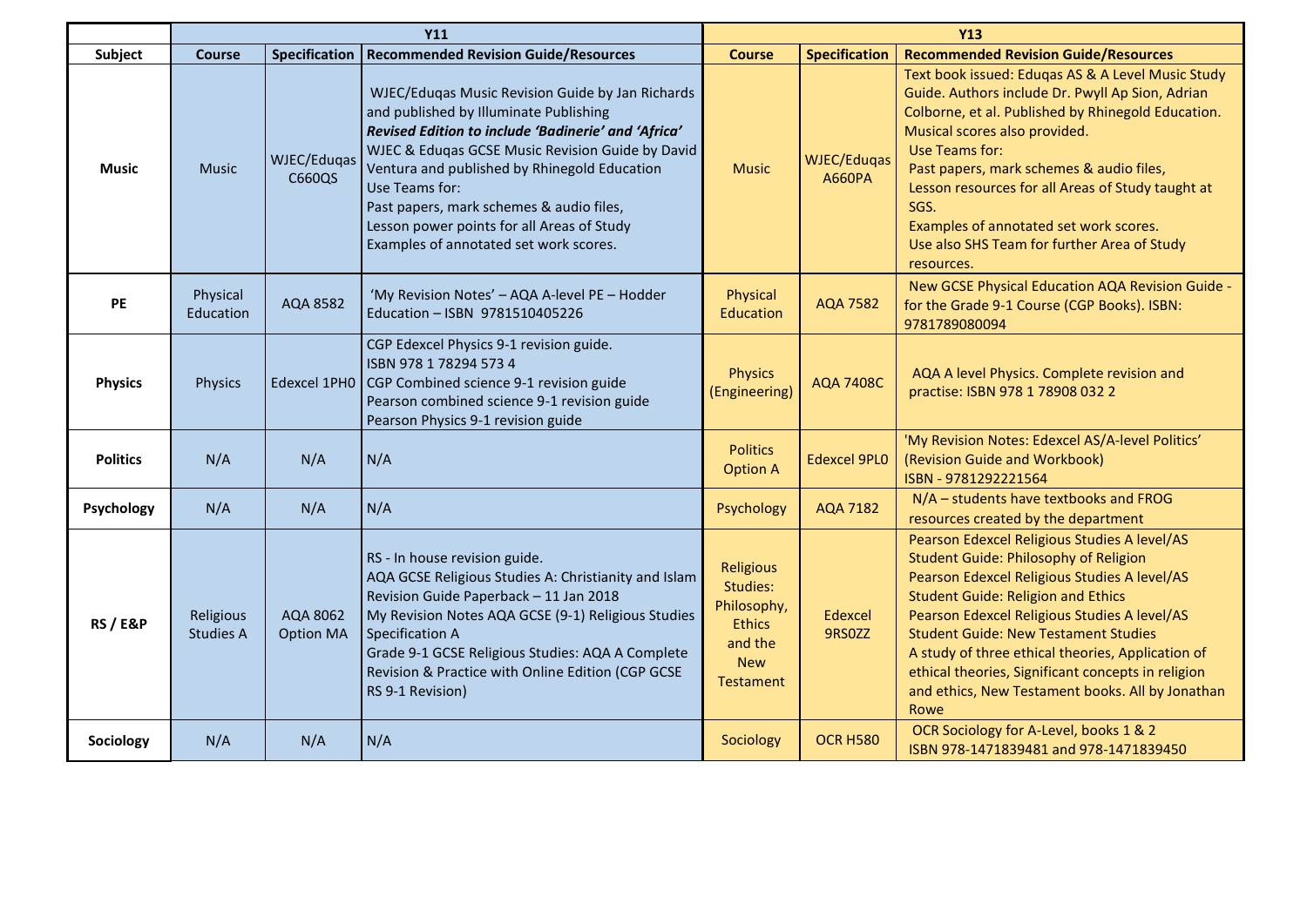| | Y11 | | | Y13 | | |
|---|---|---|---|---|---|---|
| **Subject** | **Course** | **Specification** | **Recommended Revision Guide/Resources** | **Course** | **Specification** | **Recommended Revision Guide/Resources** |
| **Music** | Music | WJEC/Eduqas C660QS | WJEC/Eduqas Music Revision Guide by Jan Richards and published by Illuminate Publishing<br>***Revised Edition to include 'Badinerie' and 'Africa'***<br>WJEC & Eduqas GCSE Music Revision Guide by David Ventura and published by Rhinegold Education<br>Use Teams for:<br>Past papers, mark schemes & audio files,<br>Lesson power points for all Areas of Study<br>Examples of annotated set work scores. | Music | WJEC/Eduqas A660PA | Text book issued: Eduqas AS & A Level Music Study Guide. Authors include Dr. Pwyll Ap Sion, Adrian Colborne, et al. Published by Rhinegold Education. Musical scores also provided.<br>Use Teams for:<br>Past papers, mark schemes & audio files,<br>Lesson resources for all Areas of Study taught at SGS.<br>Examples of annotated set work scores.<br>Use also SHS Team for further Area of Study resources. |
| **PE** | Physical Education | AQA 8582 | 'My Revision Notes' – AQA A-level PE – Hodder Education – ISBN 9781510405226 | Physical Education | AQA 7582 | New GCSE Physical Education AQA Revision Guide - for the Grade 9-1 Course (CGP Books). ISBN: 9781789080094 |
| **Physics** | Physics | Edexcel 1PH0 | CGP Edexcel Physics 9-1 revision guide.<br>ISBN 978 1 78294 573 4<br>CGP Combined science 9-1 revision guide<br>Pearson combined science 9-1 revision guide<br>Pearson Physics 9-1 revision guide | Physics (Engineering) | AQA 7408C | AQA A level Physics. Complete revision and practise: ISBN 978 1 78908 032 2 |
| **Politics** | N/A | N/A | N/A | Politics Option A | Edexcel 9PL0 | 'My Revision Notes: Edexcel AS/A-level Politics' (Revision Guide and Workbook)<br>ISBN - 9781292221564 |
| **Psychology** | N/A | N/A | N/A | Psychology | AQA 7182 | N/A – students have textbooks and FROG resources created by the department |
| **RS / E&P** | Religious Studies A | AQA 8062 Option MA | RS - In house revision guide.<br>AQA GCSE Religious Studies A: Christianity and Islam Revision Guide Paperback – 11 Jan 2018<br>My Revision Notes AQA GCSE (9-1) Religious Studies Specification A<br>Grade 9-1 GCSE Religious Studies: AQA A Complete Revision & Practice with Online Edition (CGP GCSE RS 9-1 Revision) | Religious Studies: Philosophy, Ethics and the New Testament | Edexcel 9RS0ZZ | Pearson Edexcel Religious Studies A level/AS Student Guide: Philosophy of Religion<br>Pearson Edexcel Religious Studies A level/AS Student Guide: Religion and Ethics<br>Pearson Edexcel Religious Studies A level/AS Student Guide: New Testament Studies<br>A study of three ethical theories, Application of ethical theories, Significant concepts in religion and ethics, New Testament books. All by Jonathan Rowe |
| **Sociology** | N/A | N/A | N/A | Sociology | OCR H580 | OCR Sociology for A-Level, books 1 & 2<br>ISBN 978-1471839481 and 978-1471839450 |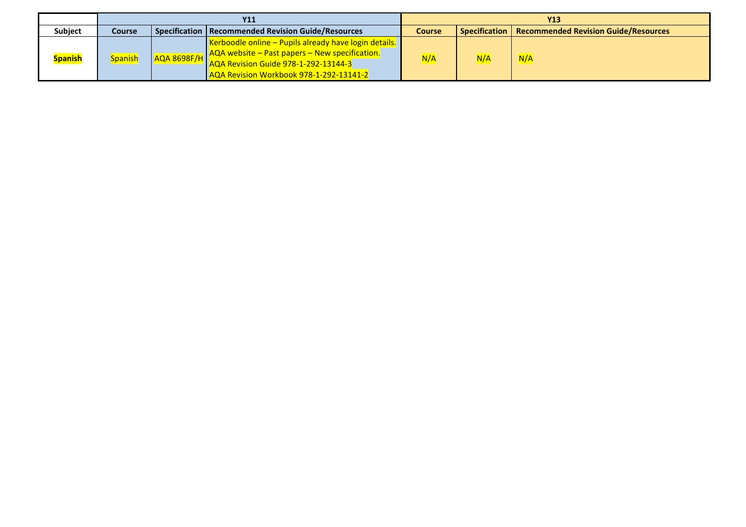| | Y11 | | | Y13 | | |
|---|---|---|---|---|---|---|
| **Subject** | **Course** | **Specification** | **Recommended Revision Guide/Resources** | **Course** | **Specification** | **Recommended Revision Guide/Resources** |
| **Spanish** | Spanish | AQA 8698F/H | Kerboodle online – Pupils already have login details.<br>AQA website – Past papers – New specification.<br>AQA Revision Guide 978-1-292-13144-3<br>AQA Revision Workbook 978-1-292-13141-2 | N/A | N/A | N/A |